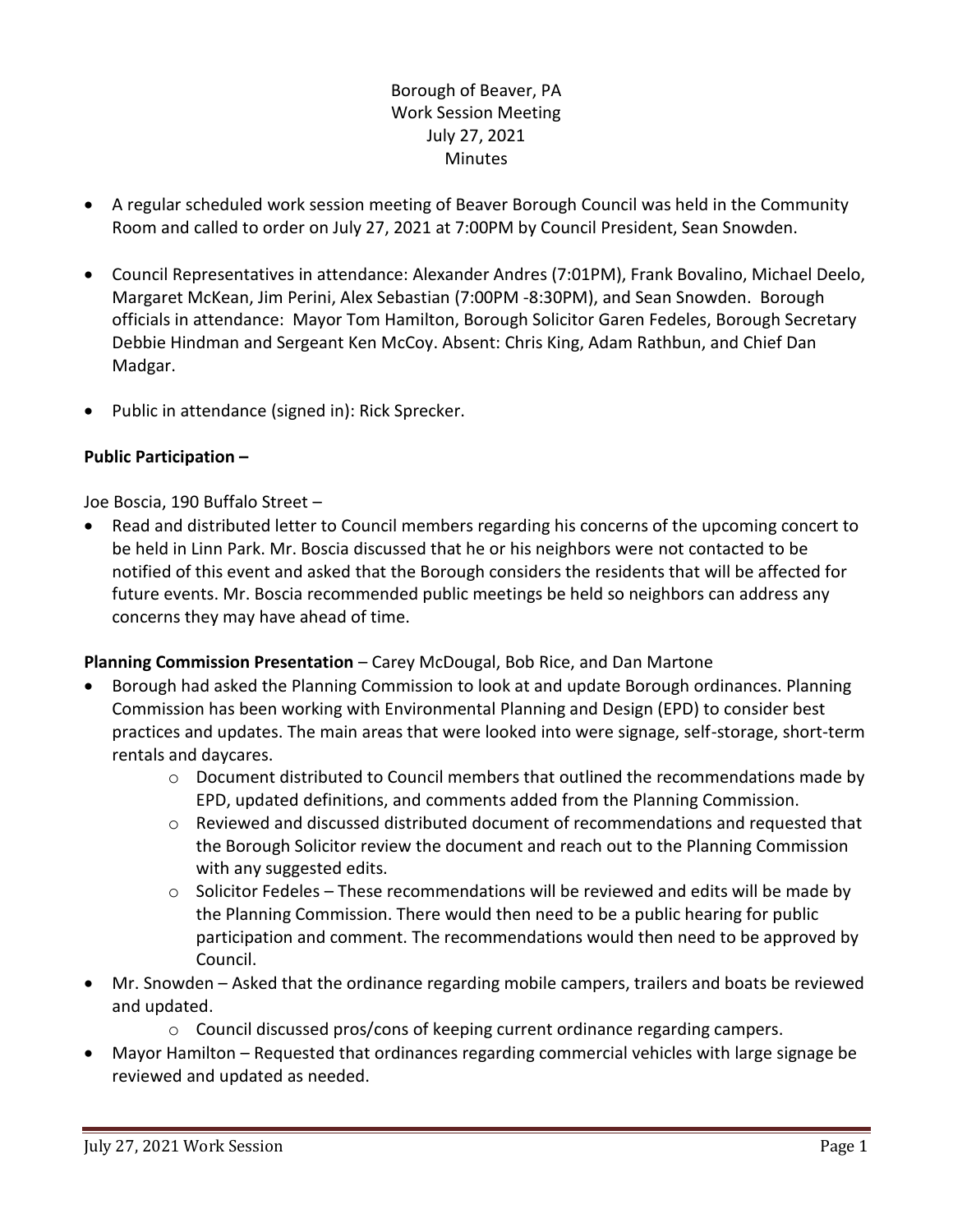Borough of Beaver, PA
Work Session Meeting
July 27, 2021
Minutes

- A regular scheduled work session meeting of Beaver Borough Council was held in the Community Room and called to order on July 27, 2021 at 7:00PM by Council President, Sean Snowden.
- Council Representatives in attendance: Alexander Andres (7:01PM), Frank Bovalino, Michael Deelo, Margaret McKean, Jim Perini, Alex Sebastian (7:00PM -8:30PM), and Sean Snowden. Borough officials in attendance: Mayor Tom Hamilton, Borough Solicitor Garen Fedeles, Borough Secretary Debbie Hindman and Sergeant Ken McCoy. Absent: Chris King, Adam Rathbun, and Chief Dan Madgar.
- Public in attendance (signed in): Rick Sprecker.

**Public Participation –**

Joe Boscia, 190 Buffalo Street –

- Read and distributed letter to Council members regarding his concerns of the upcoming concert to be held in Linn Park. Mr. Boscia discussed that he or his neighbors were not contacted to be notified of this event and asked that the Borough considers the residents that will be affected for future events. Mr. Boscia recommended public meetings be held so neighbors can address any concerns they may have ahead of time.

**Planning Commission Presentation** – Carey McDougal, Bob Rice, and Dan Martone

- Borough had asked the Planning Commission to look at and update Borough ordinances. Planning Commission has been working with Environmental Planning and Design (EPD) to consider best practices and updates. The main areas that were looked into were signage, self-storage, short-term rentals and daycares.
  - Document distributed to Council members that outlined the recommendations made by EPD, updated definitions, and comments added from the Planning Commission.
  - Reviewed and discussed distributed document of recommendations and requested that the Borough Solicitor review the document and reach out to the Planning Commission with any suggested edits.
  - Solicitor Fedeles – These recommendations will be reviewed and edits will be made by the Planning Commission. There would then need to be a public hearing for public participation and comment. The recommendations would then need to be approved by Council.
- Mr. Snowden – Asked that the ordinance regarding mobile campers, trailers and boats be reviewed and updated.
  - Council discussed pros/cons of keeping current ordinance regarding campers.
- Mayor Hamilton – Requested that ordinances regarding commercial vehicles with large signage be reviewed and updated as needed.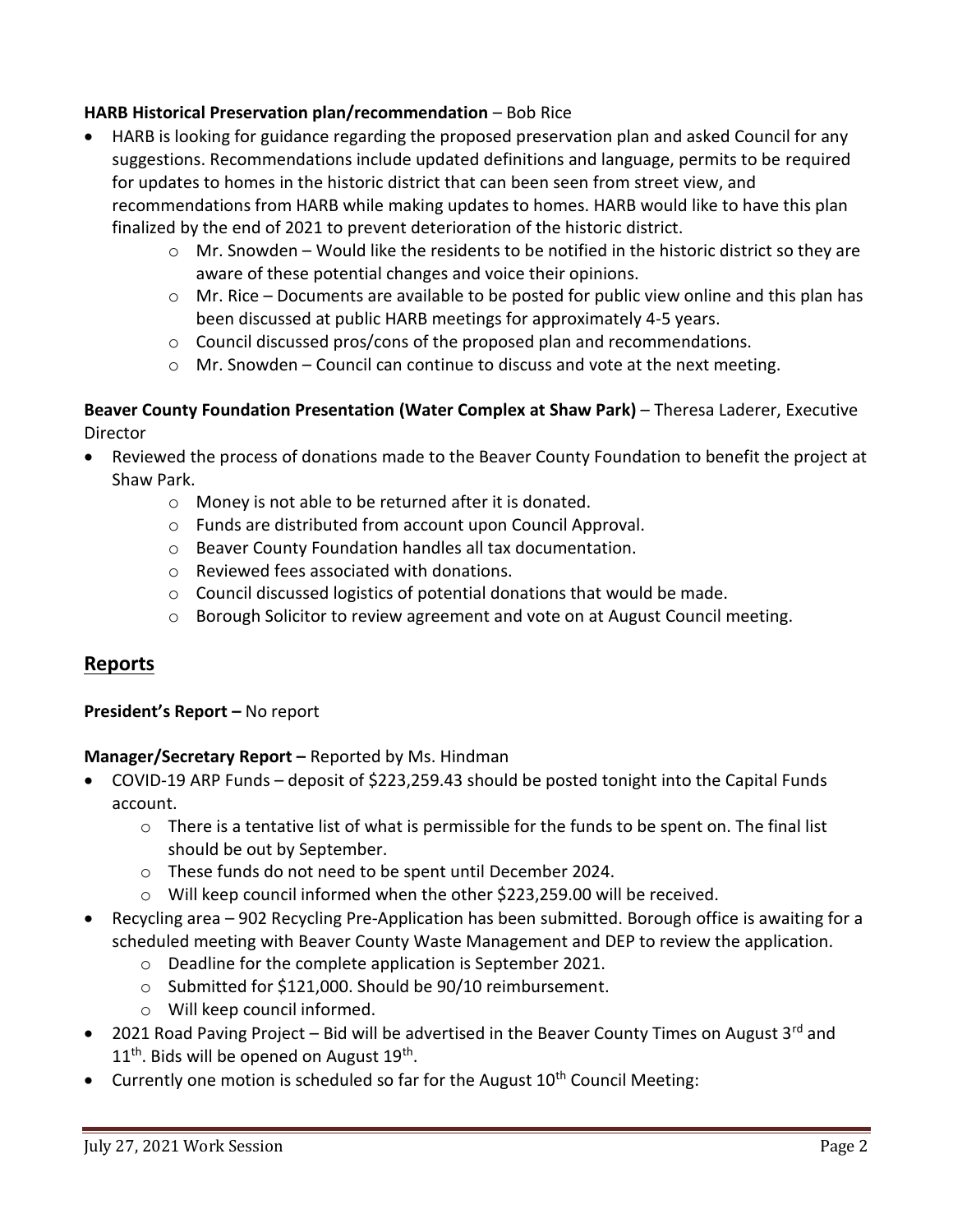**HARB Historical Preservation plan/recommendation** – Bob Rice

- HARB is looking for guidance regarding the proposed preservation plan and asked Council for any suggestions. Recommendations include updated definitions and language, permits to be required for updates to homes in the historic district that can been seen from street view, and recommendations from HARB while making updates to homes. HARB would like to have this plan finalized by the end of 2021 to prevent deterioration of the historic district.
    - Mr. Snowden – Would like the residents to be notified in the historic district so they are aware of these potential changes and voice their opinions.
    - Mr. Rice – Documents are available to be posted for public view online and this plan has been discussed at public HARB meetings for approximately 4-5 years.
    - Council discussed pros/cons of the proposed plan and recommendations.
    - Mr. Snowden – Council can continue to discuss and vote at the next meeting.

**Beaver County Foundation Presentation (Water Complex at Shaw Park)** – Theresa Laderer, Executive Director

- Reviewed the process of donations made to the Beaver County Foundation to benefit the project at Shaw Park.
    - Money is not able to be returned after it is donated.
    - Funds are distributed from account upon Council Approval.
    - Beaver County Foundation handles all tax documentation.
    - Reviewed fees associated with donations.
    - Council discussed logistics of potential donations that would be made.
    - Borough Solicitor to review agreement and vote on at August Council meeting.

## Reports

**President's Report –** No report

**Manager/Secretary Report –** Reported by Ms. Hindman

- COVID-19 ARP Funds – deposit of $223,259.43 should be posted tonight into the Capital Funds account.
    - There is a tentative list of what is permissible for the funds to be spent on. The final list should be out by September.
    - These funds do not need to be spent until December 2024.
    - Will keep council informed when the other $223,259.00 will be received.
- Recycling area – 902 Recycling Pre-Application has been submitted. Borough office is awaiting for a scheduled meeting with Beaver County Waste Management and DEP to review the application.
    - Deadline for the complete application is September 2021.
    - Submitted for $121,000. Should be 90/10 reimbursement.
    - Will keep council informed.
- 2021 Road Paving Project – Bid will be advertised in the Beaver County Times on August 3rd and 11th. Bids will be opened on August 19th.
- Currently one motion is scheduled so far for the August 10th Council Meeting: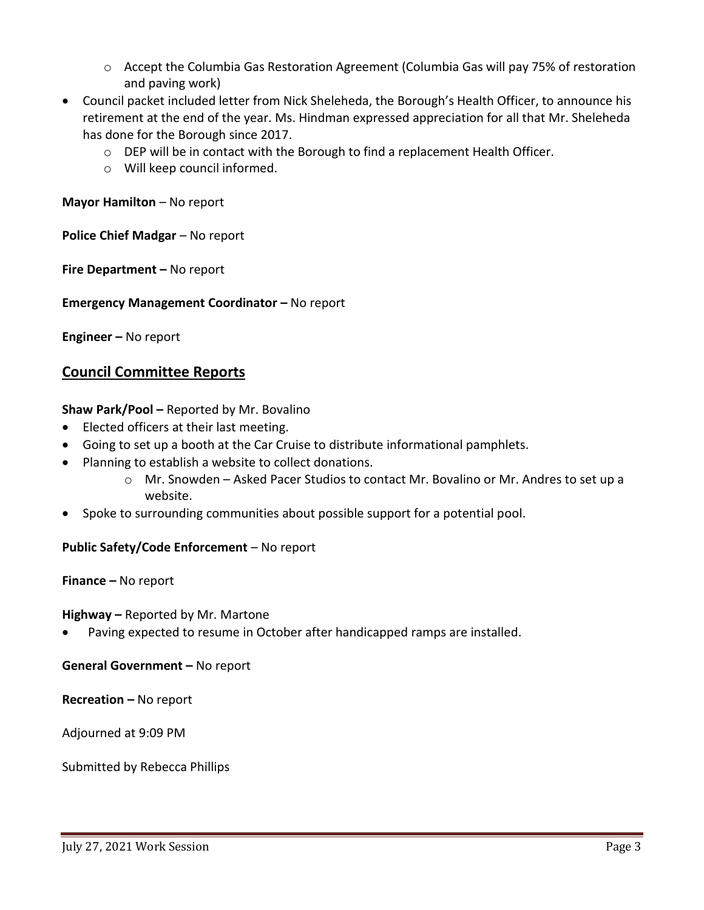- Accept the Columbia Gas Restoration Agreement (Columbia Gas will pay 75% of restoration and paving work)
- Council packet included letter from Nick Sheleheda, the Borough's Health Officer, to announce his retirement at the end of the year. Ms. Hindman expressed appreciation for all that Mr. Sheleheda has done for the Borough since 2017.
  - DEP will be in contact with the Borough to find a replacement Health Officer.
  - Will keep council informed.

**Mayor Hamilton** – No report

**Police Chief Madgar** – No report

**Fire Department –** No report

**Emergency Management Coordinator –** No report

**Engineer –** No report

## Council Committee Reports

**Shaw Park/Pool –** Reported by Mr. Bovalino

- Elected officers at their last meeting.
- Going to set up a booth at the Car Cruise to distribute informational pamphlets.
- Planning to establish a website to collect donations.
  - Mr. Snowden – Asked Pacer Studios to contact Mr. Bovalino or Mr. Andres to set up a website.
- Spoke to surrounding communities about possible support for a potential pool.

**Public Safety/Code Enforcement** – No report

**Finance –** No report

**Highway –** Reported by Mr. Martone

- Paving expected to resume in October after handicapped ramps are installed.

**General Government –** No report

**Recreation –** No report

Adjourned at 9:09 PM

Submitted by Rebecca Phillips